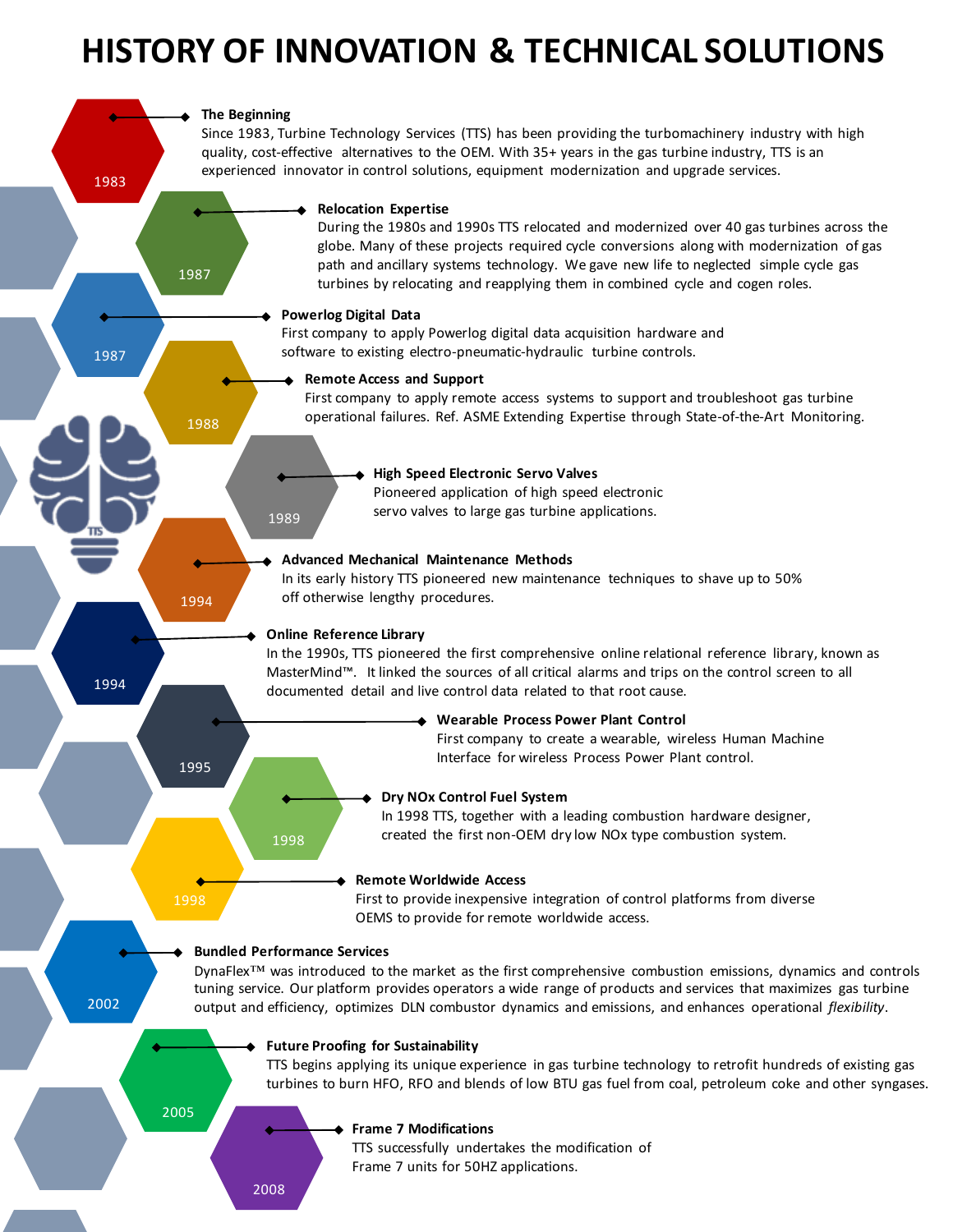# HISTORY OF INNOVATION & TECHNICAL SOLUTIONS

1983

**The Beginning**

Since 1983, Turbine Technology Services (TTS) has been providing the turbomachinery industry with high quality, cost-effective alternatives to the OEM. With 35+ years in the gas turbine industry, TTS is an experienced innovator in control solutions, equipment modernization and upgrade services.

1987

**Relocation Expertise**

During the 1980s and 1990s TTS relocated and modernized over 40 gas turbines across the globe. Many of these projects required cycle conversions along with modernization of gas path and ancillary systems technology. We gave new life to neglected simple cycle gas turbines by relocating and reapplying them in combined cycle and cogen roles.

1987

**Powerlog Digital Data**

First company to apply Powerlog digital data acquisition hardware and software to existing electro-pneumatic-hydraulic turbine controls.

1988

**Remote Access and Support**

First company to apply remote access systems to support and troubleshoot gas turbine operational failures. Ref. ASME Extending Expertise through State-of-the-Art Monitoring.

1989

**High Speed Electronic Servo Valves**

Pioneered application of high speed electronic servo valves to large gas turbine applications.

1994

**Advanced Mechanical Maintenance Methods**

In its early history TTS pioneered new maintenance techniques to shave up to 50% off otherwise lengthy procedures.

1994

**Online Reference Library**

In the 1990s, TTS pioneered the first comprehensive online relational reference library, known as MasterMind™. It linked the sources of all critical alarms and trips on the control screen to all documented detail and live control data related to that root cause.

1995

**Wearable Process Power Plant Control**

First company to create a wearable, wireless Human Machine Interface for wireless Process Power Plant control.

1998

**Dry NOx Control Fuel System**

In 1998 TTS, together with a leading combustion hardware designer, created the first non-OEM dry low NOx type combustion system.

1998

**Remote Worldwide Access**

First to provide inexpensive integration of control platforms from diverse OEMS to provide for remote worldwide access.

2002

**Bundled Performance Services**

DynaFlex™ was introduced to the market as the first comprehensive combustion emissions, dynamics and controls tuning service. Our platform provides operators a wide range of products and services that maximizes gas turbine output and efficiency, optimizes DLN combustor dynamics and emissions, and enhances operational *flexibility*.

2005

**Future Proofing for Sustainability**

TTS begins applying its unique experience in gas turbine technology to retrofit hundreds of existing gas turbines to burn HFO, RFO and blends of low BTU gas fuel from coal, petroleum coke and other syngases.

2008

**Frame 7 Modifications**

TTS successfully undertakes the modification of Frame 7 units for 50HZ applications.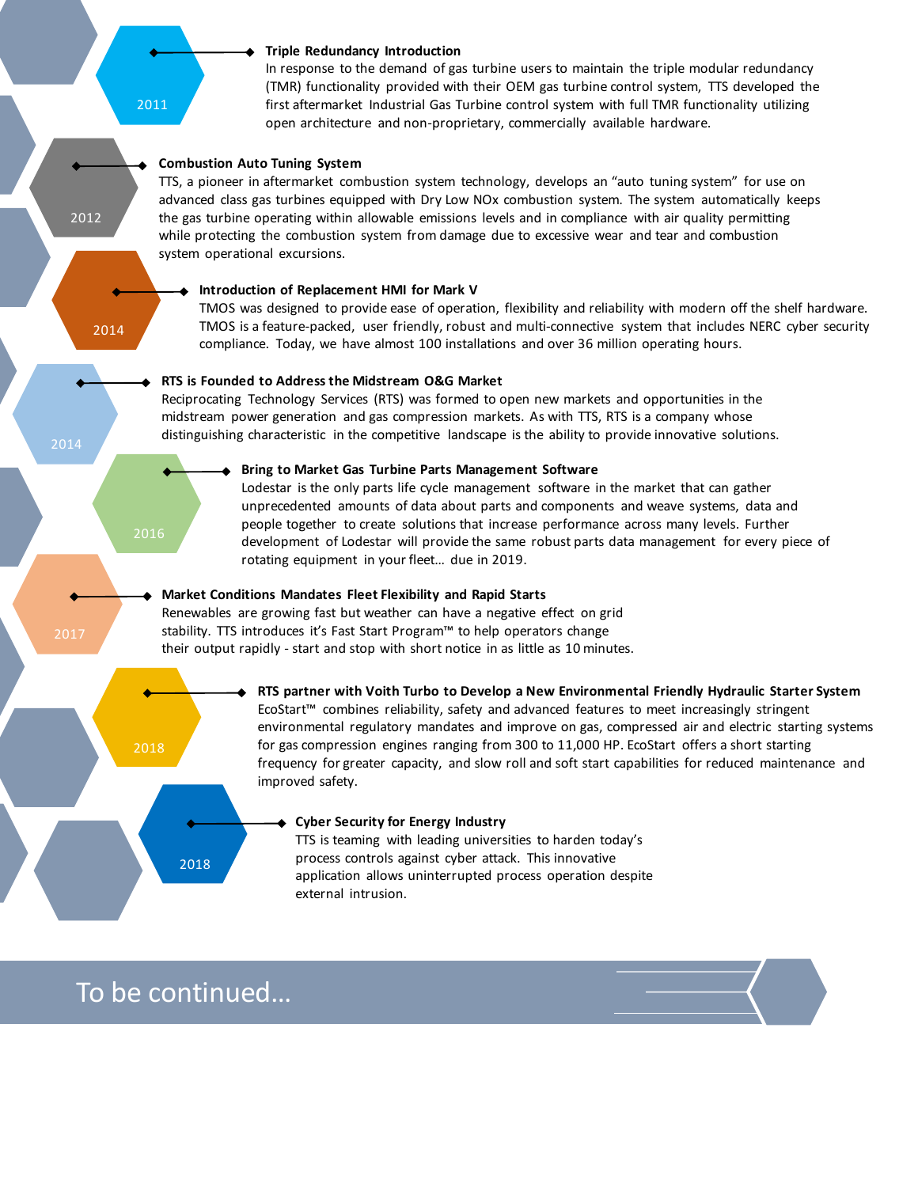2011

### Triple Redundancy Introduction

In response to the demand of gas turbine users to maintain the triple modular redundancy (TMR) functionality provided with their OEM gas turbine control system, TTS developed the first aftermarket Industrial Gas Turbine control system with full TMR functionality utilizing open architecture and non-proprietary, commercially available hardware.

2012

### Combustion Auto Tuning System

TTS, a pioneer in aftermarket combustion system technology, develops an "auto tuning system" for use on advanced class gas turbines equipped with Dry Low NOx combustion system. The system automatically keeps the gas turbine operating within allowable emissions levels and in compliance with air quality permitting while protecting the combustion system from damage due to excessive wear and tear and combustion system operational excursions.

2014

### Introduction of Replacement HMI for Mark V

TMOS was designed to provide ease of operation, flexibility and reliability with modern off the shelf hardware. TMOS is a feature-packed, user friendly, robust and multi-connective system that includes NERC cyber security compliance. Today, we have almost 100 installations and over 36 million operating hours.

2014

### RTS is Founded to Address the Midstream O&G Market

Reciprocating Technology Services (RTS) was formed to open new markets and opportunities in the midstream power generation and gas compression markets. As with TTS, RTS is a company whose distinguishing characteristic in the competitive landscape is the ability to provide innovative solutions.

2016

### Bring to Market Gas Turbine Parts Management Software

Lodestar is the only parts life cycle management software in the market that can gather unprecedented amounts of data about parts and components and weave systems, data and people together to create solutions that increase performance across many levels. Further development of Lodestar will provide the same robust parts data management for every piece of rotating equipment in your fleet… due in 2019.

2017

### Market Conditions Mandates Fleet Flexibility and Rapid Starts

Renewables are growing fast but weather can have a negative effect on grid stability. TTS introduces it's Fast Start Program™ to help operators change their output rapidly - start and stop with short notice in as little as 10 minutes.

2018

### RTS partner with Voith Turbo to Develop a New Environmental Friendly Hydraulic Starter System

EcoStart™ combines reliability, safety and advanced features to meet increasingly stringent environmental regulatory mandates and improve on gas, compressed air and electric starting systems for gas compression engines ranging from 300 to 11,000 HP. EcoStart offers a short starting frequency for greater capacity, and slow roll and soft start capabilities for reduced maintenance and improved safety.

2018

### Cyber Security for Energy Industry

TTS is teaming with leading universities to harden today's process controls against cyber attack. This innovative application allows uninterrupted process operation despite external intrusion.

## To be continued…